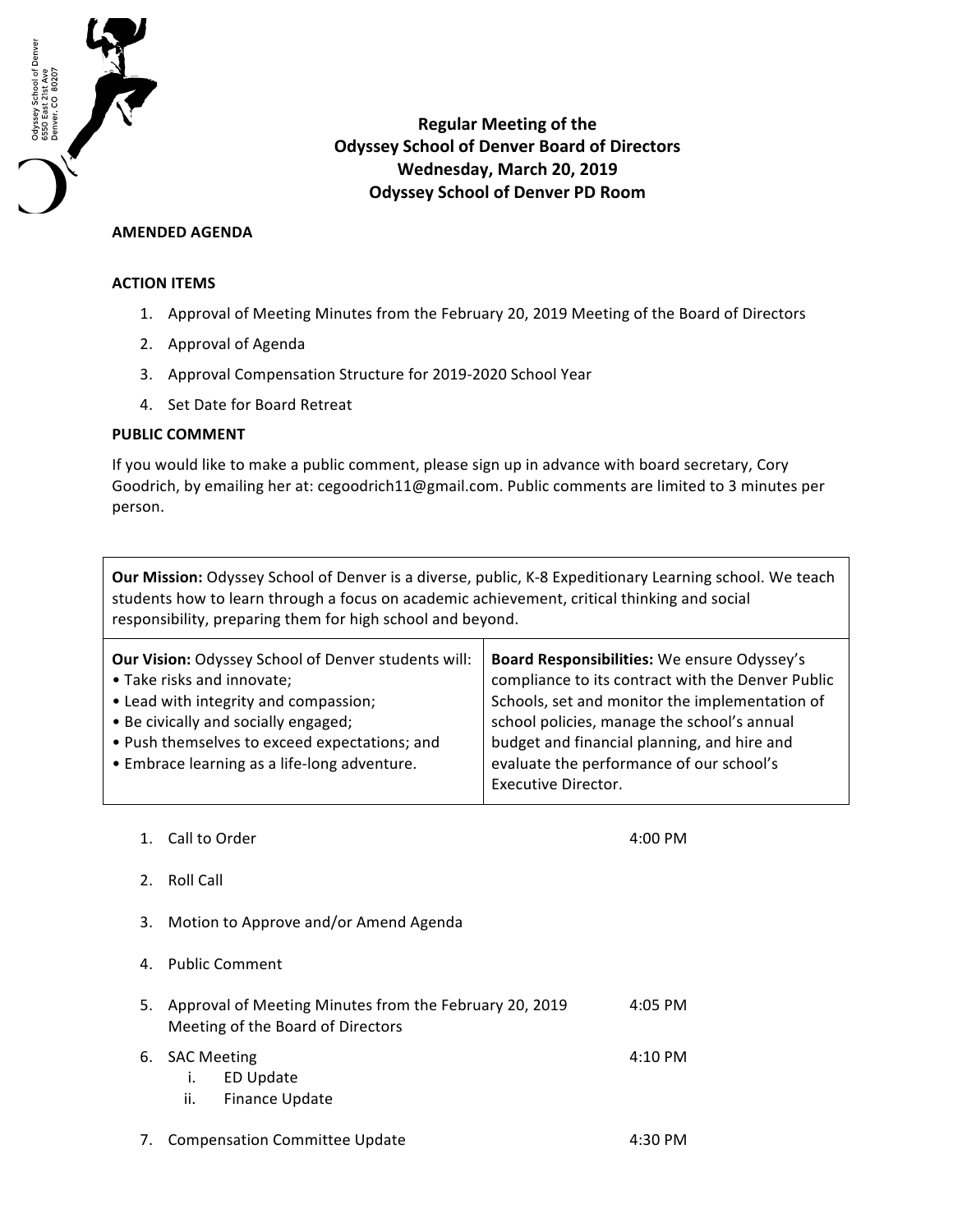Odyssey School of Denver
6550 East 21st Ave
Denver, CO 80207

# Regular Meeting of the Odyssey School of Denver Board of Directors
## Wednesday, March 20, 2019
## Odyssey School of Denver PD Room

**AMENDED AGENDA**

**ACTION ITEMS**

1. Approval of Meeting Minutes from the February 20, 2019 Meeting of the Board of Directors
2. Approval of Agenda
3. Approval Compensation Structure for 2019-2020 School Year
4. Set Date for Board Retreat

**PUBLIC COMMENT**

If you would like to make a public comment, please sign up in advance with board secretary, Cory Goodrich, by emailing her at: cegoodrich11@gmail.com. Public comments are limited to 3 minutes per person.

| | |
|---|---|
| **Our Mission:** Odyssey School of Denver is a diverse, public, K-8 Expeditionary Learning school. We teach students how to learn through a focus on academic achievement, critical thinking and social responsibility, preparing them for high school and beyond. | |
| **Our Vision:** Odyssey School of Denver students will:<br>• Take risks and innovate;<br>• Lead with integrity and compassion;<br>• Be civically and socially engaged;<br>• Push themselves to exceed expectations; and<br>• Embrace learning as a life-long adventure. | **Board Responsibilities:** We ensure Odyssey's compliance to its contract with the Denver Public Schools, set and monitor the implementation of school policies, manage the school's annual budget and financial planning, and hire and evaluate the performance of our school's Executive Director. |

1. Call to Order — 4:00 PM
2. Roll Call
3. Motion to Approve and/or Amend Agenda
4. Public Comment
5. Approval of Meeting Minutes from the February 20, 2019 Meeting of the Board of Directors — 4:05 PM
6. SAC Meeting — 4:10 PM
   i. ED Update
   ii. Finance Update
7. Compensation Committee Update — 4:30 PM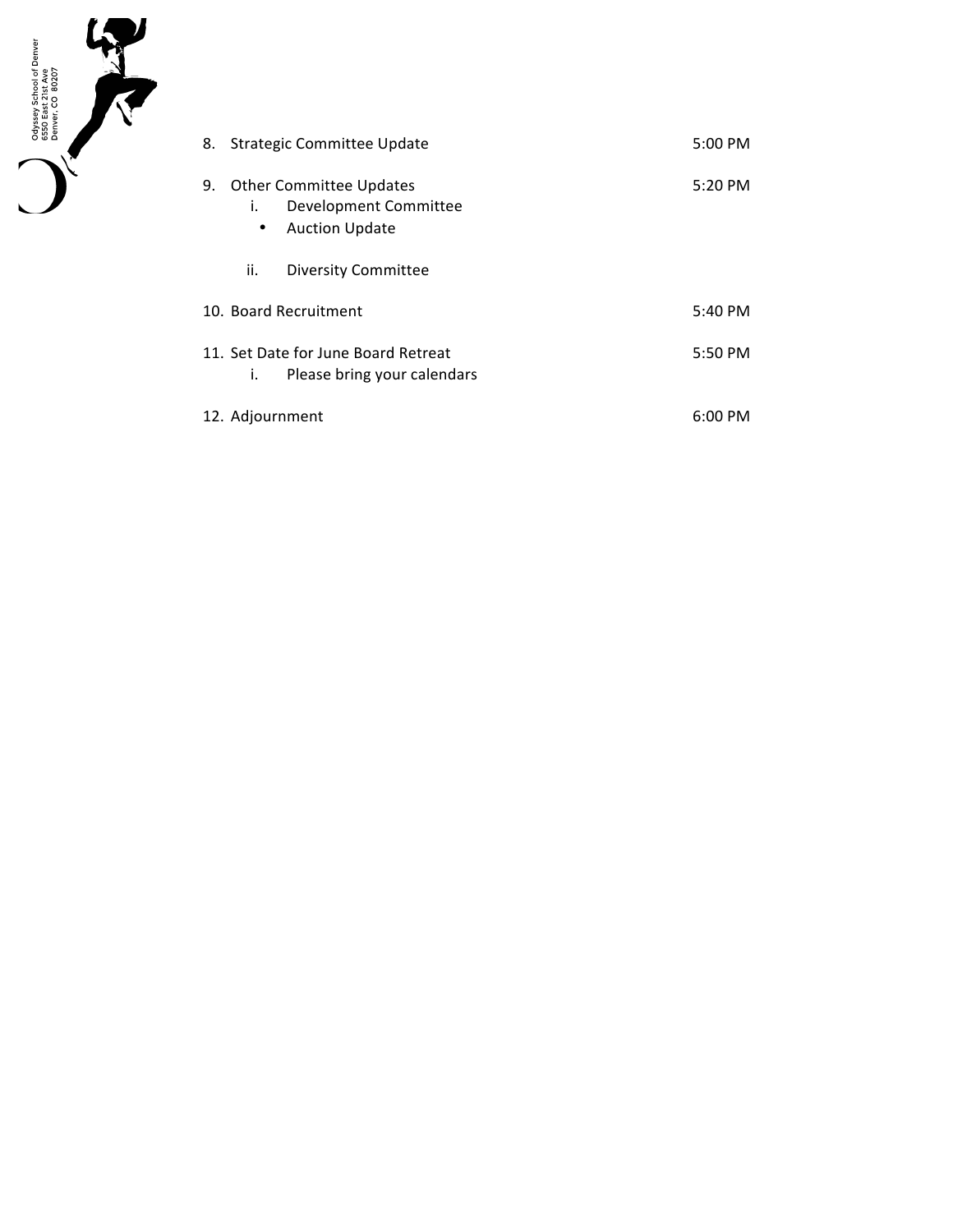8. Strategic Committee Update 5:00 PM

9. Other Committee Updates 5:20 PM
    - i. Development Committee
        - Auction Update
    - ii. Diversity Committee

10. Board Recruitment 5:40 PM

11. Set Date for June Board Retreat 5:50 PM
    - i. Please bring your calendars

12. Adjournment 6:00 PM